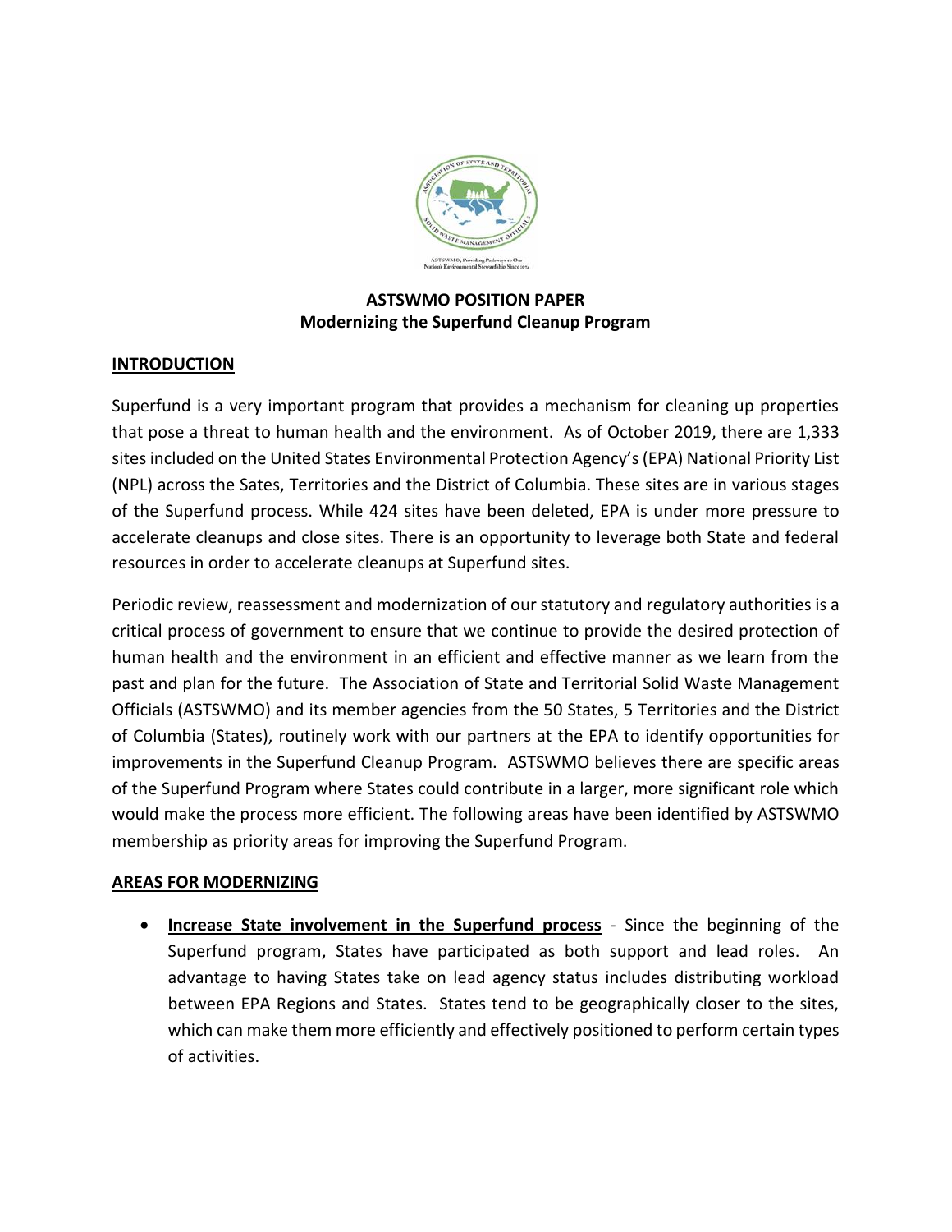# ASTSWMO POSITION PAPER
## Modernizing the Superfund Cleanup Program

### INTRODUCTION

Superfund is a very important program that provides a mechanism for cleaning up properties that pose a threat to human health and the environment. As of October 2019, there are 1,333 sites included on the United States Environmental Protection Agency's (EPA) National Priority List (NPL) across the Sates, Territories and the District of Columbia. These sites are in various stages of the Superfund process. While 424 sites have been deleted, EPA is under more pressure to accelerate cleanups and close sites. There is an opportunity to leverage both State and federal resources in order to accelerate cleanups at Superfund sites.

Periodic review, reassessment and modernization of our statutory and regulatory authorities is a critical process of government to ensure that we continue to provide the desired protection of human health and the environment in an efficient and effective manner as we learn from the past and plan for the future. The Association of State and Territorial Solid Waste Management Officials (ASTSWMO) and its member agencies from the 50 States, 5 Territories and the District of Columbia (States), routinely work with our partners at the EPA to identify opportunities for improvements in the Superfund Cleanup Program. ASTSWMO believes there are specific areas of the Superfund Program where States could contribute in a larger, more significant role which would make the process more efficient. The following areas have been identified by ASTSWMO membership as priority areas for improving the Superfund Program.

### AREAS FOR MODERNIZING

- **Increase State involvement in the Superfund process** - Since the beginning of the Superfund program, States have participated as both support and lead roles. An advantage to having States take on lead agency status includes distributing workload between EPA Regions and States. States tend to be geographically closer to the sites, which can make them more efficiently and effectively positioned to perform certain types of activities.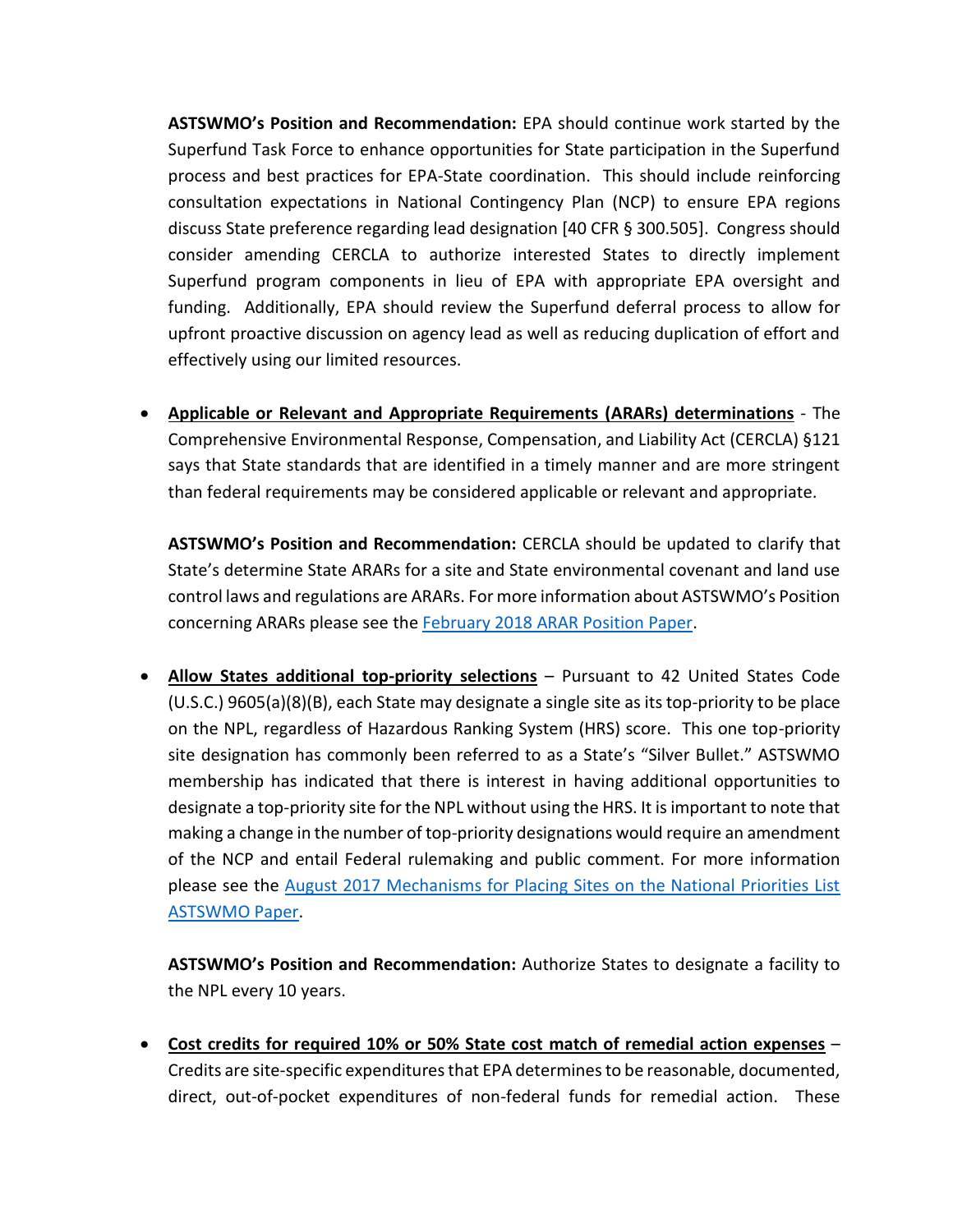**ASTSWMO's Position and Recommendation:** EPA should continue work started by the Superfund Task Force to enhance opportunities for State participation in the Superfund process and best practices for EPA-State coordination. This should include reinforcing consultation expectations in National Contingency Plan (NCP) to ensure EPA regions discuss State preference regarding lead designation [40 CFR § 300.505]. Congress should consider amending CERCLA to authorize interested States to directly implement Superfund program components in lieu of EPA with appropriate EPA oversight and funding. Additionally, EPA should review the Superfund deferral process to allow for upfront proactive discussion on agency lead as well as reducing duplication of effort and effectively using our limited resources.

- **Applicable or Relevant and Appropriate Requirements (ARARs) determinations** - The Comprehensive Environmental Response, Compensation, and Liability Act (CERCLA) §121 says that State standards that are identified in a timely manner and are more stringent than federal requirements may be considered applicable or relevant and appropriate.

  **ASTSWMO's Position and Recommendation:** CERCLA should be updated to clarify that State's determine State ARARs for a site and State environmental covenant and land use control laws and regulations are ARARs. For more information about ASTSWMO's Position concerning ARARs please see the [February 2018 ARAR Position Paper](#).

- **Allow States additional top-priority selections** – Pursuant to 42 United States Code (U.S.C.) 9605(a)(8)(B), each State may designate a single site as its top-priority to be place on the NPL, regardless of Hazardous Ranking System (HRS) score. This one top-priority site designation has commonly been referred to as a State's "Silver Bullet." ASTSWMO membership has indicated that there is interest in having additional opportunities to designate a top-priority site for the NPL without using the HRS. It is important to note that making a change in the number of top-priority designations would require an amendment of the NCP and entail Federal rulemaking and public comment. For more information please see the [August 2017 Mechanisms for Placing Sites on the National Priorities List ASTSWMO Paper](#).

  **ASTSWMO's Position and Recommendation:** Authorize States to designate a facility to the NPL every 10 years.

- **Cost credits for required 10% or 50% State cost match of remedial action expenses** – Credits are site-specific expenditures that EPA determines to be reasonable, documented, direct, out-of-pocket expenditures of non-federal funds for remedial action. These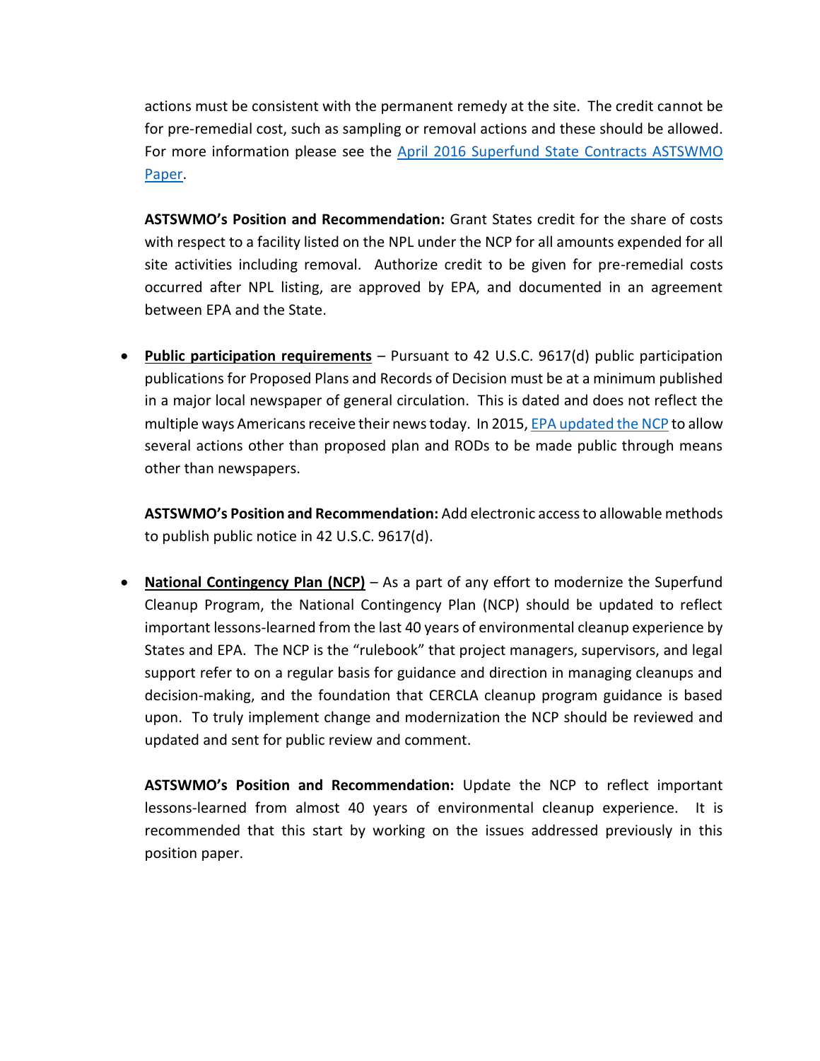actions must be consistent with the permanent remedy at the site. The credit cannot be for pre-remedial cost, such as sampling or removal actions and these should be allowed. For more information please see the [April 2016 Superfund State Contracts ASTSWMO Paper](#).

**ASTSWMO's Position and Recommendation:** Grant States credit for the share of costs with respect to a facility listed on the NPL under the NCP for all amounts expended for all site activities including removal. Authorize credit to be given for pre-remedial costs occurred after NPL listing, are approved by EPA, and documented in an agreement between EPA and the State.

- **<u>Public participation requirements</u>** – Pursuant to 42 U.S.C. 9617(d) public participation publications for Proposed Plans and Records of Decision must be at a minimum published in a major local newspaper of general circulation. This is dated and does not reflect the multiple ways Americans receive their news today. In 2015, [EPA updated the NCP](#) to allow several actions other than proposed plan and RODs to be made public through means other than newspapers.

  **ASTSWMO's Position and Recommendation:** Add electronic access to allowable methods to publish public notice in 42 U.S.C. 9617(d).

- **<u>National Contingency Plan (NCP)</u>** – As a part of any effort to modernize the Superfund Cleanup Program, the National Contingency Plan (NCP) should be updated to reflect important lessons-learned from the last 40 years of environmental cleanup experience by States and EPA. The NCP is the "rulebook" that project managers, supervisors, and legal support refer to on a regular basis for guidance and direction in managing cleanups and decision-making, and the foundation that CERCLA cleanup program guidance is based upon. To truly implement change and modernization the NCP should be reviewed and updated and sent for public review and comment.

  **ASTSWMO's Position and Recommendation:** Update the NCP to reflect important lessons-learned from almost 40 years of environmental cleanup experience. It is recommended that this start by working on the issues addressed previously in this position paper.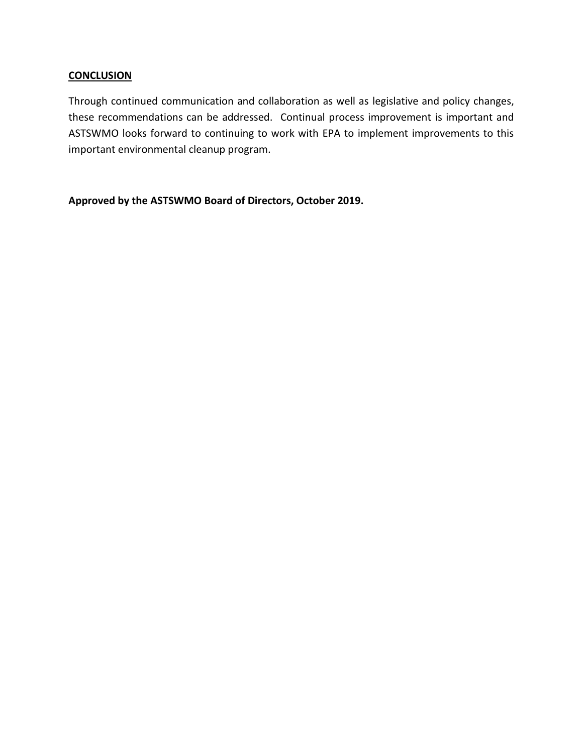## **CONCLUSION**

Through continued communication and collaboration as well as legislative and policy changes, these recommendations can be addressed. Continual process improvement is important and ASTSWMO looks forward to continuing to work with EPA to implement improvements to this important environmental cleanup program.

**Approved by the ASTSWMO Board of Directors, October 2019.**